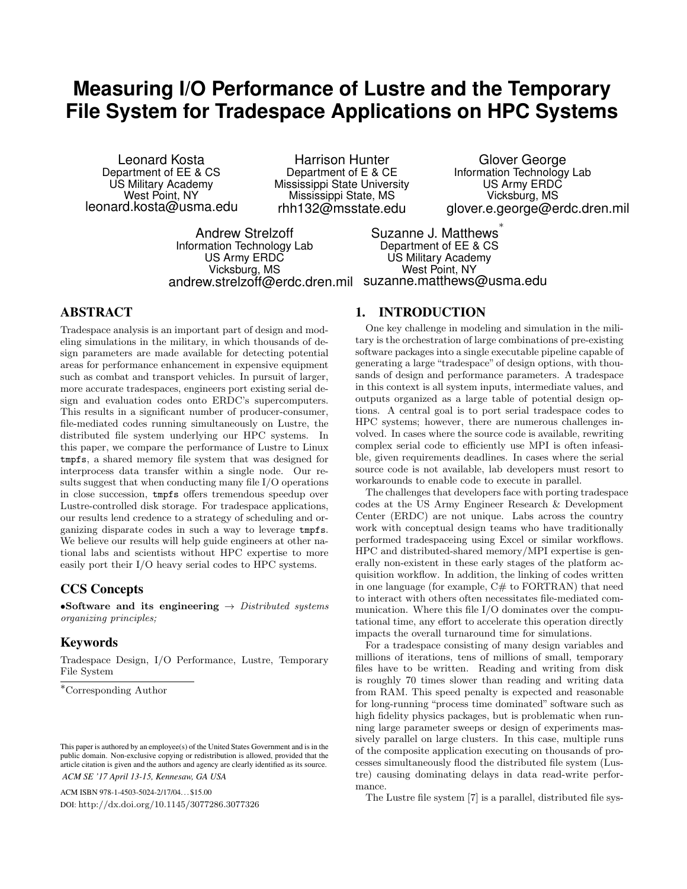# Measuring I/O Performance of Lustre and the Temporary File System for Tradespace Applications on HPC Systems

Leonard Kosta
Department of EE & CS
US Military Academy
West Point, NY
leonard.kosta@usma.edu

Harrison Hunter
Department of E & CE
Mississippi State University
Mississippi State, MS
rhh132@msstate.edu

Glover George
Information Technology Lab
US Army ERDC
Vicksburg, MS
glover.e.george@erdc.dren.mil

Andrew Strelzoff
Information Technology Lab
US Army ERDC
Vicksburg, MS
andrew.strelzoff@erdc.dren.mil

Suzanne J. Matthews*
Department of EE & CS
US Military Academy
West Point, NY
suzanne.matthews@usma.edu

## ABSTRACT

Tradespace analysis is an important part of design and modeling simulations in the military, in which thousands of design parameters are made available for detecting potential areas for performance enhancement in expensive equipment such as combat and transport vehicles. In pursuit of larger, more accurate tradespaces, engineers port existing serial design and evaluation codes onto ERDC's supercomputers. This results in a significant number of producer-consumer, file-mediated codes running simultaneously on Lustre, the distributed file system underlying our HPC systems. In this paper, we compare the performance of Lustre to Linux `tmpfs`, a shared memory file system that was designed for interprocess data transfer within a single node. Our results suggest that when conducting many file I/O operations in close succession, `tmpfs` offers tremendous speedup over Lustre-controlled disk storage. For tradespace applications, our results lend credence to a strategy of scheduling and organizing disparate codes in such a way to leverage `tmpfs`. We believe our results will help guide engineers at other national labs and scientists without HPC expertise to more easily port their I/O heavy serial codes to HPC systems.

## CCS Concepts

•**Software and its engineering** → *Distributed systems organizing principles;*

## Keywords

Tradespace Design, I/O Performance, Lustre, Temporary File System

*Corresponding Author

This paper is authored by an employee(s) of the United States Government and is in the public domain. Non-exclusive copying or redistribution is allowed, provided that the article citation is given and the authors and agency are clearly identified as its source.
*ACM SE '17 April 13-15, Kennesaw, GA USA*

ACM ISBN 978-1-4503-5024-2/17/04...$15.00
DOI: http://dx.doi.org/10.1145/3077286.3077326

## 1. INTRODUCTION

One key challenge in modeling and simulation in the military is the orchestration of large combinations of pre-existing software packages into a single executable pipeline capable of generating a large "tradespace" of design options, with thousands of design and performance parameters. A tradespace in this context is all system inputs, intermediate values, and outputs organized as a large table of potential design options. A central goal is to port serial tradespace codes to HPC systems; however, there are numerous challenges involved. In cases where the source code is available, rewriting complex serial code to efficiently use MPI is often infeasible, given requirements deadlines. In cases where the serial source code is not available, lab developers must resort to workarounds to enable code to execute in parallel.

The challenges that developers face with porting tradespace codes at the US Army Engineer Research & Development Center (ERDC) are not unique. Labs across the country work with conceptual design teams who have traditionally performed tradespaceing using Excel or similar workflows. HPC and distributed-shared memory/MPI expertise is generally non-existent in these early stages of the platform acquisition workflow. In addition, the linking of codes written in one language (for example, C# to FORTRAN) that need to interact with others often necessitates file-mediated communication. Where this file I/O dominates over the computational time, any effort to accelerate this operation directly impacts the overall turnaround time for simulations.

For a tradespace consisting of many design variables and millions of iterations, tens of millions of small, temporary files have to be written. Reading and writing from disk is roughly 70 times slower than reading and writing data from RAM. This speed penalty is expected and reasonable for long-running "process time dominated" software such as high fidelity physics packages, but is problematic when running large parameter sweeps or design of experiments massively parallel on large clusters. In this case, multiple runs of the composite application executing on thousands of processes simultaneously flood the distributed file system (Lustre) causing dominating delays in data read-write performance.

The Lustre file system [7] is a parallel, distributed file sys-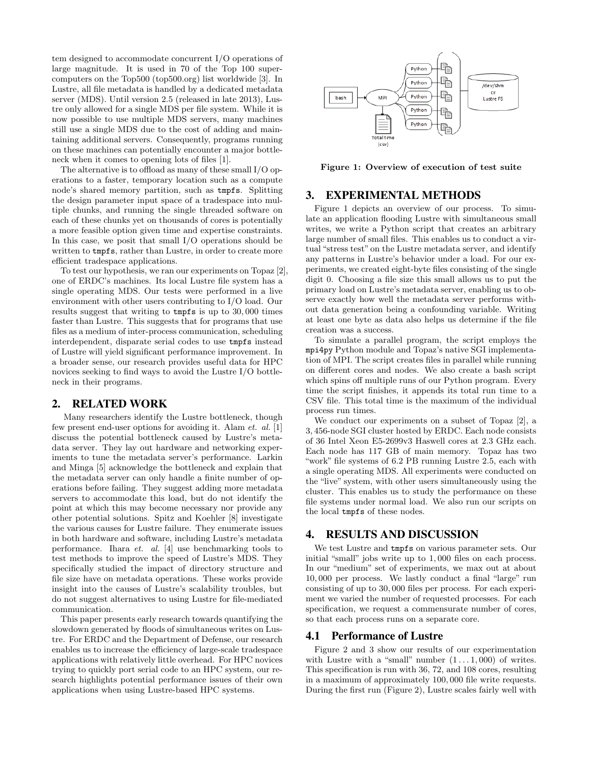tem designed to accommodate concurrent I/O operations of large magnitude. It is used in 70 of the Top 100 supercomputers on the Top500 (top500.org) list worldwide [3]. In Lustre, all file metadata is handled by a dedicated metadata server (MDS). Until version 2.5 (released in late 2013), Lustre only allowed for a single MDS per file system. While it is now possible to use multiple MDS servers, many machines still use a single MDS due to the cost of adding and maintaining additional servers. Consequently, programs running on these machines can potentially encounter a major bottleneck when it comes to opening lots of files [1].

The alternative is to offload as many of these small I/O operations to a faster, temporary location such as a compute node's shared memory partition, such as `tmpfs`. Splitting the design parameter input space of a tradespace into multiple chunks, and running the single threaded software on each of these chunks yet on thousands of cores is potentially a more feasible option given time and expertise constraints. In this case, we posit that small I/O operations should be written to `tmpfs`, rather than Lustre, in order to create more efficient tradespace applications.

To test our hypothesis, we ran our experiments on Topaz [2], one of ERDC's machines. Its local Lustre file system has a single operating MDS. Our tests were performed in a live environment with other users contributing to I/O load. Our results suggest that writing to `tmpfs` is up to 30,000 times faster than Lustre. This suggests that for programs that use files as a medium of inter-process communication, scheduling interdependent, disparate serial codes to use `tmpfs` instead of Lustre will yield significant performance improvement. In a broader sense, our research provides useful data for HPC novices seeking to find ways to avoid the Lustre I/O bottleneck in their programs.

## 2. RELATED WORK

Many researchers identify the Lustre bottleneck, though few present end-user options for avoiding it. Alam *et. al.* [1] discuss the potential bottleneck caused by Lustre's metadata server. They lay out hardware and networking experiments to tune the metadata server's performance. Larkin and Minga [5] acknowledge the bottleneck and explain that the metadata server can only handle a finite number of operations before failing. They suggest adding more metadata servers to accommodate this load, but do not identify the point at which this may become necessary nor provide any other potential solutions. Spitz and Koehler [8] investigate the various causes for Lustre failure. They enumerate issues in both hardware and software, including Lustre's metadata performance. Ihara *et. al.* [4] use benchmarking tools to test methods to improve the speed of Lustre's MDS. They specifically studied the impact of directory structure and file size have on metadata operations. These works provide insight into the causes of Lustre's scalability troubles, but do not suggest alternatives to using Lustre for file-mediated communication.

This paper presents early research towards quantifying the slowdown generated by floods of simultaneous writes on Lustre. For ERDC and the Department of Defense, our research enables us to increase the efficiency of large-scale tradespace applications with relatively little overhead. For HPC novices trying to quickly port serial code to an HPC system, our research highlights potential performance issues of their own applications when using Lustre-based HPC systems.

**Figure 1: Overview of execution of test suite**

## 3. EXPERIMENTAL METHODS

Figure 1 depicts an overview of our process. To simulate an application flooding Lustre with simultaneous small writes, we write a Python script that creates an arbitrary large number of small files. This enables us to conduct a virtual "stress test" on the Lustre metadata server, and identify any patterns in Lustre's behavior under a load. For our experiments, we created eight-byte files consisting of the single digit 0. Choosing a file size this small allows us to put the primary load on Lustre's metadata server, enabling us to observe exactly how well the metadata server performs without data generation being a confounding variable. Writing at least one byte as data also helps us determine if the file creation was a success.

To simulate a parallel program, the script employs the `mpi4py` Python module and Topaz's native SGI implementation of MPI. The script creates files in parallel while running on different cores and nodes. We also create a bash script which spins off multiple runs of our Python program. Every time the script finishes, it appends its total run time to a CSV file. This total time is the maximum of the individual process run times.

We conduct our experiments on a subset of Topaz [2], a 3,456-node SGI cluster hosted by ERDC. Each node consists of 36 Intel Xeon E5-2699v3 Haswell cores at 2.3 GHz each. Each node has 117 GB of main memory. Topaz has two "work" file systems of 6.2 PB running Lustre 2.5, each with a single operating MDS. All experiments were conducted on the "live" system, with other users simultaneously using the cluster. This enables us to study the performance on these file systems under normal load. We also run our scripts on the local `tmpfs` of these nodes.

## 4. RESULTS AND DISCUSSION

We test Lustre and `tmpfs` on various parameter sets. Our initial "small" jobs write up to 1,000 files on each process. In our "medium" set of experiments, we max out at about 10,000 per process. We lastly conduct a final "large" run consisting of up to 30,000 files per process. For each experiment we varied the number of requested processes. For each specification, we request a commensurate number of cores, so that each process runs on a separate core.

### 4.1 Performance of Lustre

Figure 2 and 3 show our results of our experimentation with Lustre with a "small" number $(1 \ldots 1,000)$ of writes. This specification is run with 36, 72, and 108 cores, resulting in a maximum of approximately 100,000 file write requests. During the first run (Figure 2), Lustre scales fairly well with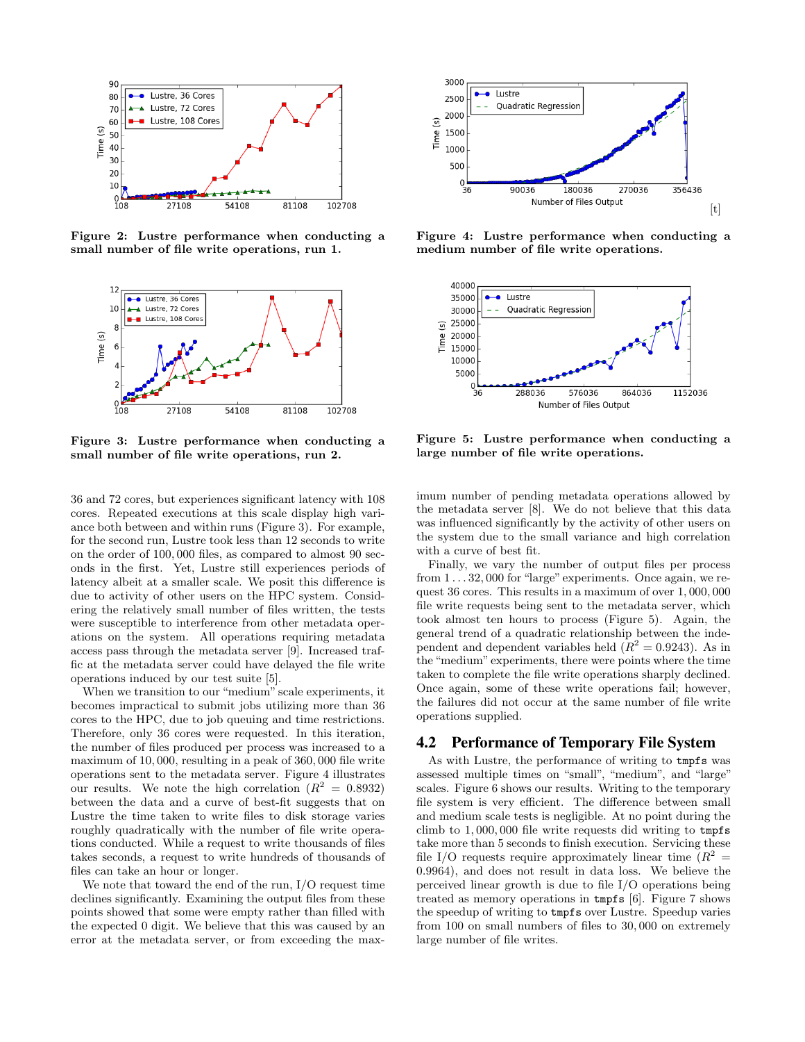Figure 2: Lustre performance when conducting a small number of file write operations, run 1.

Figure 3: Lustre performance when conducting a small number of file write operations, run 2.

Figure 4: Lustre performance when conducting a medium number of file write operations.

Figure 5: Lustre performance when conducting a large number of file write operations.

36 and 72 cores, but experiences significant latency with 108 cores. Repeated executions at this scale display high variance both between and within runs (Figure 3). For example, for the second run, Lustre took less than 12 seconds to write on the order of 100,000 files, as compared to almost 90 seconds in the first. Yet, Lustre still experiences periods of latency albeit at a smaller scale. We posit this difference is due to activity of other users on the HPC system. Considering the relatively small number of files written, the tests were susceptible to interference from other metadata operations on the system. All operations requiring metadata access pass through the metadata server [9]. Increased traffic at the metadata server could have delayed the file write operations induced by our test suite [5].

When we transition to our "medium" scale experiments, it becomes impractical to submit jobs utilizing more than 36 cores to the HPC, due to job queuing and time restrictions. Therefore, only 36 cores were requested. In this iteration, the number of files produced per process was increased to a maximum of 10,000, resulting in a peak of 360,000 file write operations sent to the metadata server. Figure 4 illustrates our results. We note the high correlation ($R^2 = 0.8932$) between the data and a curve of best-fit suggests that on Lustre the time taken to write files to disk storage varies roughly quadratically with the number of file write operations conducted. While a request to write thousands of files takes seconds, a request to write hundreds of thousands of files can take an hour or longer.

We note that toward the end of the run, I/O request time declines significantly. Examining the output files from these points showed that some were empty rather than filled with the expected 0 digit. We believe that this was caused by an error at the metadata server, or from exceeding the maximum number of pending metadata operations allowed by the metadata server [8]. We do not believe that this data was influenced significantly by the activity of other users on the system due to the small variance and high correlation with a curve of best fit.

Finally, we vary the number of output files per process from 1 ... 32,000 for "large" experiments. Once again, we request 36 cores. This results in a maximum of over 1,000,000 file write requests being sent to the metadata server, which took almost ten hours to process (Figure 5). Again, the general trend of a quadratic relationship between the independent and dependent variables held ($R^2 = 0.9243$). As in the "medium" experiments, there were points where the time taken to complete the file write operations sharply declined. Once again, some of these write operations fail; however, the failures did not occur at the same number of file write operations supplied.

## 4.2 Performance of Temporary File System

As with Lustre, the performance of writing to `tmpfs` was assessed multiple times on "small", "medium", and "large" scales. Figure 6 shows our results. Writing to the temporary file system is very efficient. The difference between small and medium scale tests is negligible. At no point during the climb to 1,000,000 file write requests did writing to `tmpfs` take more than 5 seconds to finish execution. Servicing these file I/O requests require approximately linear time ($R^2 = 0.9964$), and does not result in data loss. We believe the perceived linear growth is due to file I/O operations being treated as memory operations in `tmpfs` [6]. Figure 7 shows the speedup of writing to `tmpfs` over Lustre. Speedup varies from 100 on small numbers of files to 30,000 on extremely large number of file writes.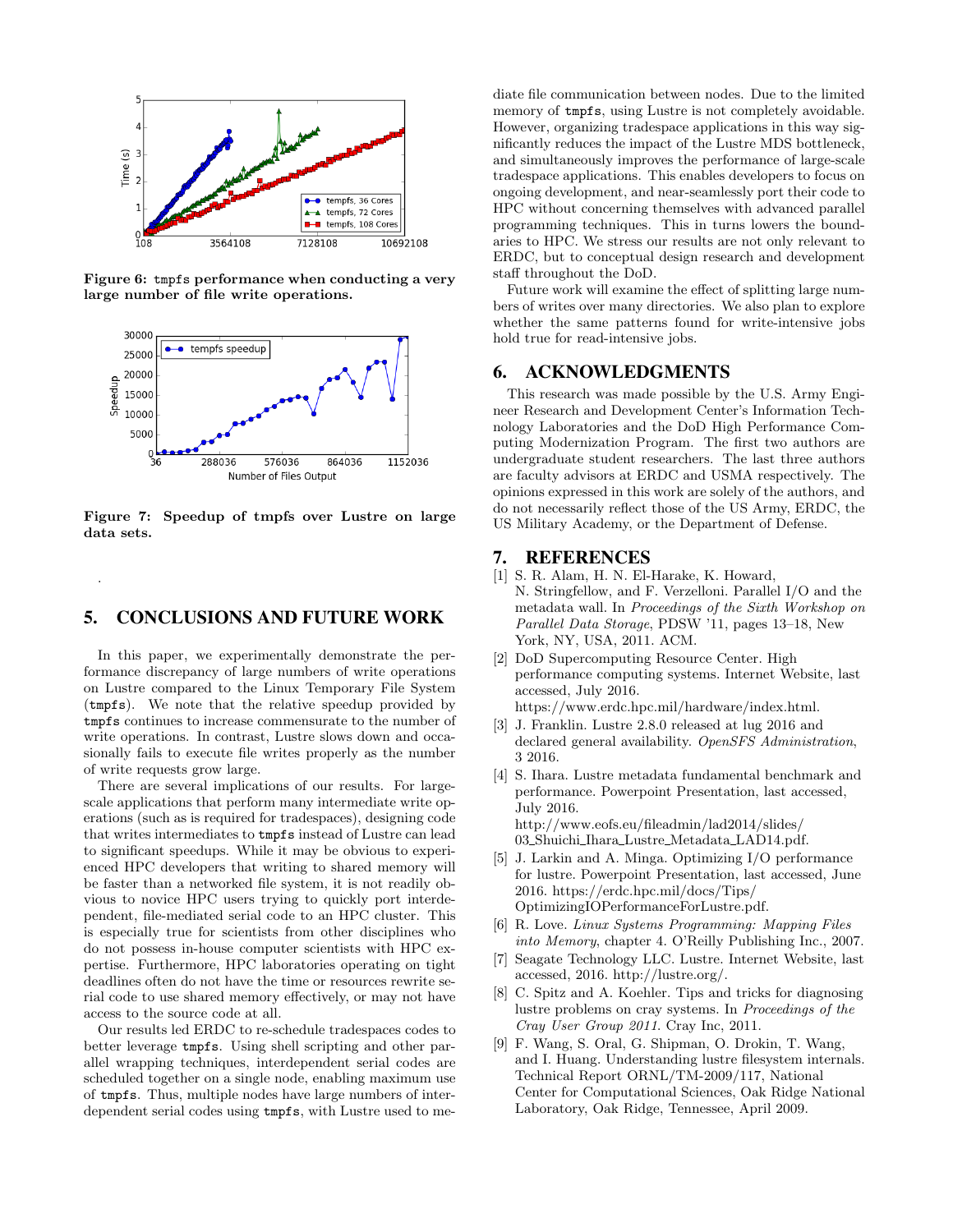5

4

3

2

1

0

Time (s)

108

3564108

7128108

10692108

tempfs, 36 Cores

tempfs, 72 Cores

tempfs, 108 Cores

**Figure 6: `tmpfs` performance when conducting a very large number of file write operations.**

30000

25000

20000

15000

10000

5000

0

Speedup

36

288036

576036

864036

1152036

Number of Files Output

tempfs speedup

**Figure 7: Speedup of tmpfs over Lustre on large data sets.**

.

## 5. CONCLUSIONS AND FUTURE WORK

In this paper, we experimentally demonstrate the performance discrepancy of large numbers of write operations on Lustre compared to the Linux Temporary File System (`tmpfs`). We note that the relative speedup provided by `tmpfs` continues to increase commensurate to the number of write operations. In contrast, Lustre slows down and occasionally fails to execute file writes properly as the number of write requests grow large.

There are several implications of our results. For large-scale applications that perform many intermediate write operations (such as is required for tradespaces), designing code that writes intermediates to `tmpfs` instead of Lustre can lead to significant speedups. While it may be obvious to experienced HPC developers that writing to shared memory will be faster than a networked file system, it is not readily obvious to novice HPC users trying to quickly port interdependent, file-mediated serial code to an HPC cluster. This is especially true for scientists from other disciplines who do not possess in-house computer scientists with HPC expertise. Furthermore, HPC laboratories operating on tight deadlines often do not have the time or resources rewrite serial code to use shared memory effectively, or may not have access to the source code at all.

Our results led ERDC to re-schedule tradespaces codes to better leverage `tmpfs`. Using shell scripting and other parallel wrapping techniques, interdependent serial codes are scheduled together on a single node, enabling maximum use of `tmpfs`. Thus, multiple nodes have large numbers of interdependent serial codes using `tmpfs`, with Lustre used to mediate file communication between nodes. Due to the limited memory of `tmpfs`, using Lustre is not completely avoidable. However, organizing tradespace applications in this way significantly reduces the impact of the Lustre MDS bottleneck, and simultaneously improves the performance of large-scale tradespace applications. This enables developers to focus on ongoing development, and near-seamlessly port their code to HPC without concerning themselves with advanced parallel programming techniques. This in turns lowers the boundaries to HPC. We stress our results are not only relevant to ERDC, but to conceptual design research and development staff throughout the DoD.

Future work will examine the effect of splitting large numbers of writes over many directories. We also plan to explore whether the same patterns found for write-intensive jobs hold true for read-intensive jobs.

## 6. ACKNOWLEDGMENTS

This research was made possible by the U.S. Army Engineer Research and Development Center's Information Technology Laboratories and the DoD High Performance Computing Modernization Program. The first two authors are undergraduate student researchers. The last three authors are faculty advisors at ERDC and USMA respectively. The opinions expressed in this work are solely of the authors, and do not necessarily reflect those of the US Army, ERDC, the US Military Academy, or the Department of Defense.

## 7. REFERENCES

[1] S. R. Alam, H. N. El-Harake, K. Howard, N. Stringfellow, and F. Verzelloni. Parallel I/O and the metadata wall. In *Proceedings of the Sixth Workshop on Parallel Data Storage*, PDSW '11, pages 13–18, New York, NY, USA, 2011. ACM.

[2] DoD Supercomputing Resource Center. High performance computing systems. Internet Website, last accessed, July 2016. https://www.erdc.hpc.mil/hardware/index.html.

[3] J. Franklin. Lustre 2.8.0 released at lug 2016 and declared general availability. *OpenSFS Administration*, 3 2016.

[4] S. Ihara. Lustre metadata fundamental benchmark and performance. Powerpoint Presentation, last accessed, July 2016. http://www.eofs.eu/fileadmin/lad2014/slides/03_Shuichi_Ihara_Lustre_Metadata_LAD14.pdf.

[5] J. Larkin and A. Minga. Optimizing I/O performance for lustre. Powerpoint Presentation, last accessed, June 2016. https://erdc.hpc.mil/docs/Tips/OptimizingIOPerformanceForLustre.pdf.

[6] R. Love. *Linux Systems Programming: Mapping Files into Memory*, chapter 4. O'Reilly Publishing Inc., 2007.

[7] Seagate Technology LLC. Lustre. Internet Website, last accessed, 2016. http://lustre.org/.

[8] C. Spitz and A. Koehler. Tips and tricks for diagnosing lustre problems on cray systems. In *Proceedings of the Cray User Group 2011*. Cray Inc, 2011.

[9] F. Wang, S. Oral, G. Shipman, O. Drokin, T. Wang, and I. Huang. Understanding lustre filesystem internals. Technical Report ORNL/TM-2009/117, National Center for Computational Sciences, Oak Ridge National Laboratory, Oak Ridge, Tennessee, April 2009.